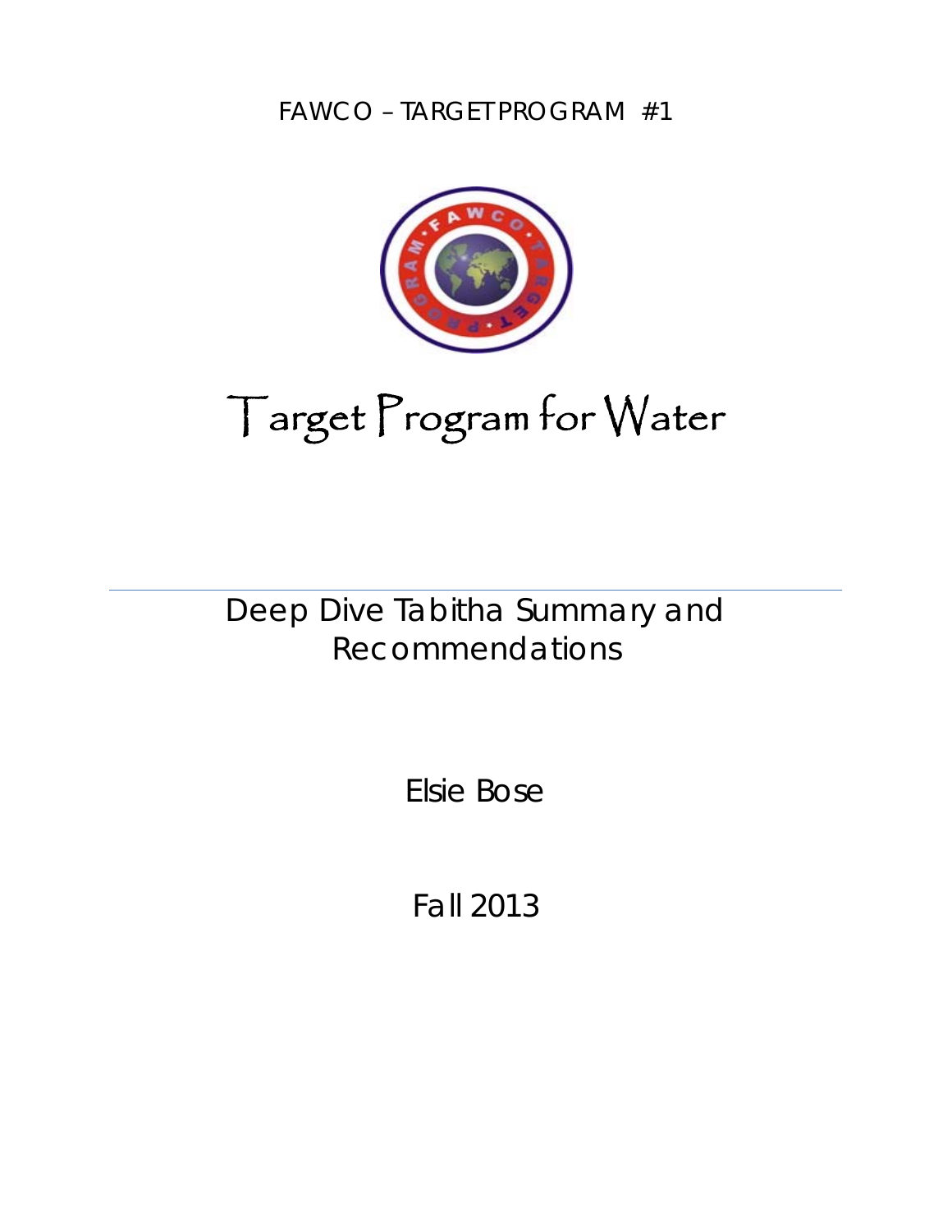FAWCO – TARGET PROGRAM #1

# Target Program for Water

## Deep Dive Tabitha Summary and Recommendations

Elsie Bose

Fall 2013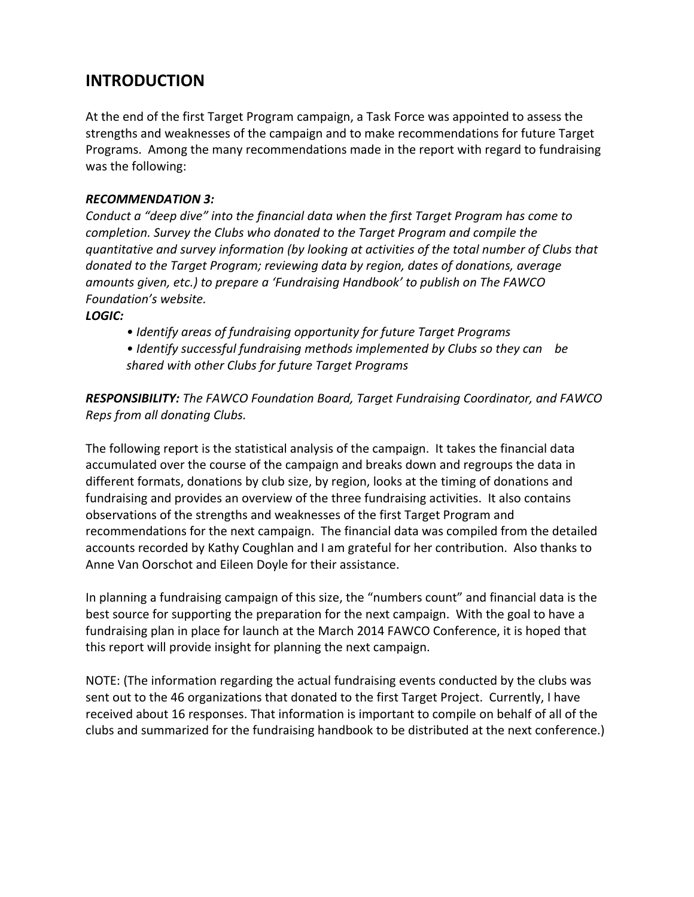## INTRODUCTION

At the end of the first Target Program campaign, a Task Force was appointed to assess the strengths and weaknesses of the campaign and to make recommendations for future Target Programs. Among the many recommendations made in the report with regard to fundraising was the following:

***RECOMMENDATION 3:***
*Conduct a "deep dive" into the financial data when the first Target Program has come to completion. Survey the Clubs who donated to the Target Program and compile the quantitative and survey information (by looking at activities of the total number of Clubs that donated to the Target Program; reviewing data by region, dates of donations, average amounts given, etc.) to prepare a 'Fundraising Handbook' to publish on The FAWCO Foundation's website.*
***LOGIC:***

- *Identify areas of fundraising opportunity for future Target Programs*
- *Identify successful fundraising methods implemented by Clubs so they can be shared with other Clubs for future Target Programs*

***RESPONSIBILITY:*** *The FAWCO Foundation Board, Target Fundraising Coordinator, and FAWCO Reps from all donating Clubs.*

The following report is the statistical analysis of the campaign. It takes the financial data accumulated over the course of the campaign and breaks down and regroups the data in different formats, donations by club size, by region, looks at the timing of donations and fundraising and provides an overview of the three fundraising activities. It also contains observations of the strengths and weaknesses of the first Target Program and recommendations for the next campaign. The financial data was compiled from the detailed accounts recorded by Kathy Coughlan and I am grateful for her contribution. Also thanks to Anne Van Oorschot and Eileen Doyle for their assistance.

In planning a fundraising campaign of this size, the "numbers count" and financial data is the best source for supporting the preparation for the next campaign. With the goal to have a fundraising plan in place for launch at the March 2014 FAWCO Conference, it is hoped that this report will provide insight for planning the next campaign.

NOTE: (The information regarding the actual fundraising events conducted by the clubs was sent out to the 46 organizations that donated to the first Target Project. Currently, I have received about 16 responses. That information is important to compile on behalf of all of the clubs and summarized for the fundraising handbook to be distributed at the next conference.)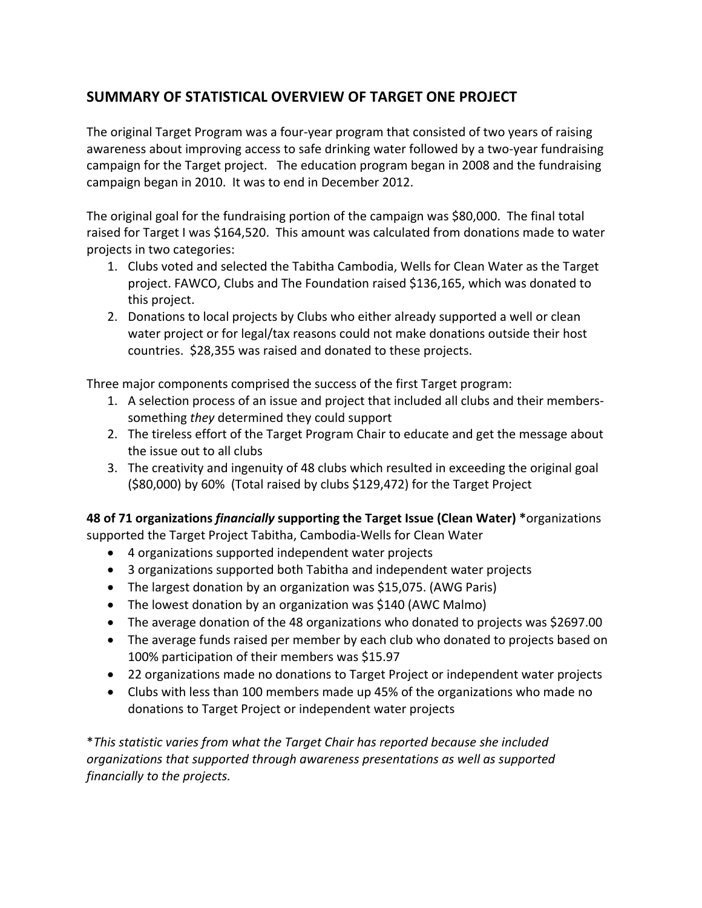## SUMMARY OF STATISTICAL OVERVIEW OF TARGET ONE PROJECT

The original Target Program was a four-year program that consisted of two years of raising awareness about improving access to safe drinking water followed by a two-year fundraising campaign for the Target project. The education program began in 2008 and the fundraising campaign began in 2010. It was to end in December 2012.

The original goal for the fundraising portion of the campaign was $80,000. The final total raised for Target I was $164,520. This amount was calculated from donations made to water projects in two categories:

1. Clubs voted and selected the Tabitha Cambodia, Wells for Clean Water as the Target project. FAWCO, Clubs and The Foundation raised $136,165, which was donated to this project.
2. Donations to local projects by Clubs who either already supported a well or clean water project or for legal/tax reasons could not make donations outside their host countries. $28,355 was raised and donated to these projects.

Three major components comprised the success of the first Target program:

1. A selection process of an issue and project that included all clubs and their members-something *they* determined they could support
2. The tireless effort of the Target Program Chair to educate and get the message about the issue out to all clubs
3. The creativity and ingenuity of 48 clubs which resulted in exceeding the original goal ($80,000) by 60% (Total raised by clubs $129,472) for the Target Project

**48 of 71 organizations *financially* supporting the Target Issue (Clean Water) \***organizations supported the Target Project Tabitha, Cambodia-Wells for Clean Water

- 4 organizations supported independent water projects
- 3 organizations supported both Tabitha and independent water projects
- The largest donation by an organization was $15,075. (AWG Paris)
- The lowest donation by an organization was $140 (AWC Malmo)
- The average donation of the 48 organizations who donated to projects was $2697.00
- The average funds raised per member by each club who donated to projects based on 100% participation of their members was $15.97
- 22 organizations made no donations to Target Project or independent water projects
- Clubs with less than 100 members made up 45% of the organizations who made no donations to Target Project or independent water projects

\**This statistic varies from what the Target Chair has reported because she included organizations that supported through awareness presentations as well as supported financially to the projects.*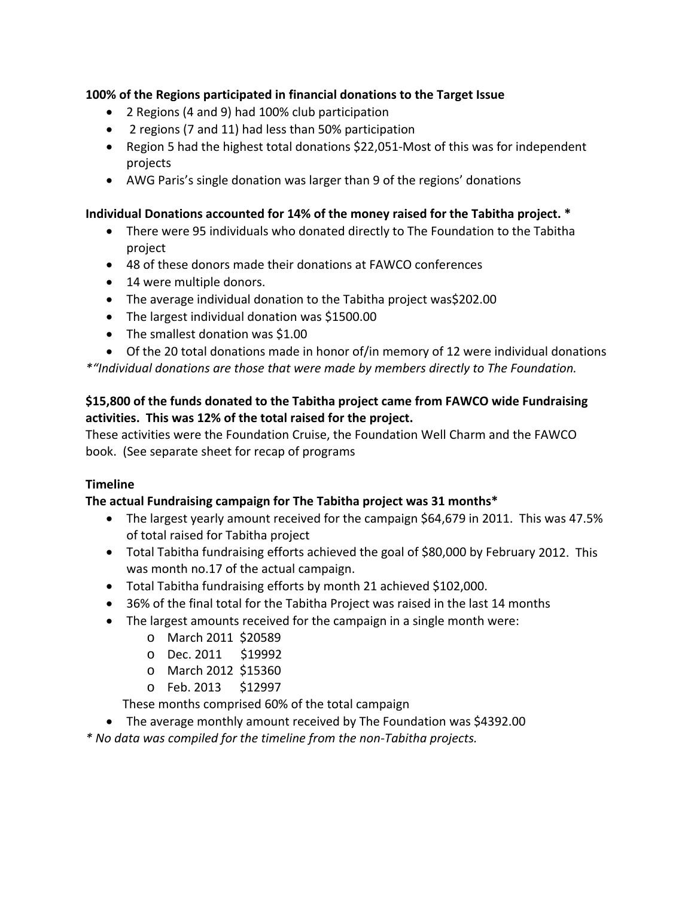**100% of the Regions participated in financial donations to the Target Issue**

- 2 Regions (4 and 9) had 100% club participation
- 2 regions (7 and 11) had less than 50% participation
- Region 5 had the highest total donations $22,051-Most of this was for independent projects
- AWG Paris's single donation was larger than 9 of the regions' donations

**Individual Donations accounted for 14% of the money raised for the Tabitha project. ***

- There were 95 individuals who donated directly to The Foundation to the Tabitha project
- 48 of these donors made their donations at FAWCO conferences
- 14 were multiple donors.
- The average individual donation to the Tabitha project was$202.00
- The largest individual donation was $1500.00
- The smallest donation was $1.00
- Of the 20 total donations made in honor of/in memory of 12 were individual donations

*\*"Individual donations are those that were made by members directly to The Foundation.*

**$15,800 of the funds donated to the Tabitha project came from FAWCO wide Fundraising activities. This was 12% of the total raised for the project.**

These activities were the Foundation Cruise, the Foundation Well Charm and the FAWCO book. (See separate sheet for recap of programs

**Timeline**

**The actual Fundraising campaign for The Tabitha project was 31 months***

- The largest yearly amount received for the campaign $64,679 in 2011. This was 47.5% of total raised for Tabitha project
- Total Tabitha fundraising efforts achieved the goal of $80,000 by February 2012. This was month no.17 of the actual campaign.
- Total Tabitha fundraising efforts by month 21 achieved $102,000.
- 36% of the final total for the Tabitha Project was raised in the last 14 months
- The largest amounts received for the campaign in a single month were:
  - March 2011 $20589
  - Dec. 2011 $19992
  - March 2012 $15360
  - Feb. 2013 $12997

  These months comprised 60% of the total campaign
- The average monthly amount received by The Foundation was $4392.00

*\* No data was compiled for the timeline from the non-Tabitha projects.*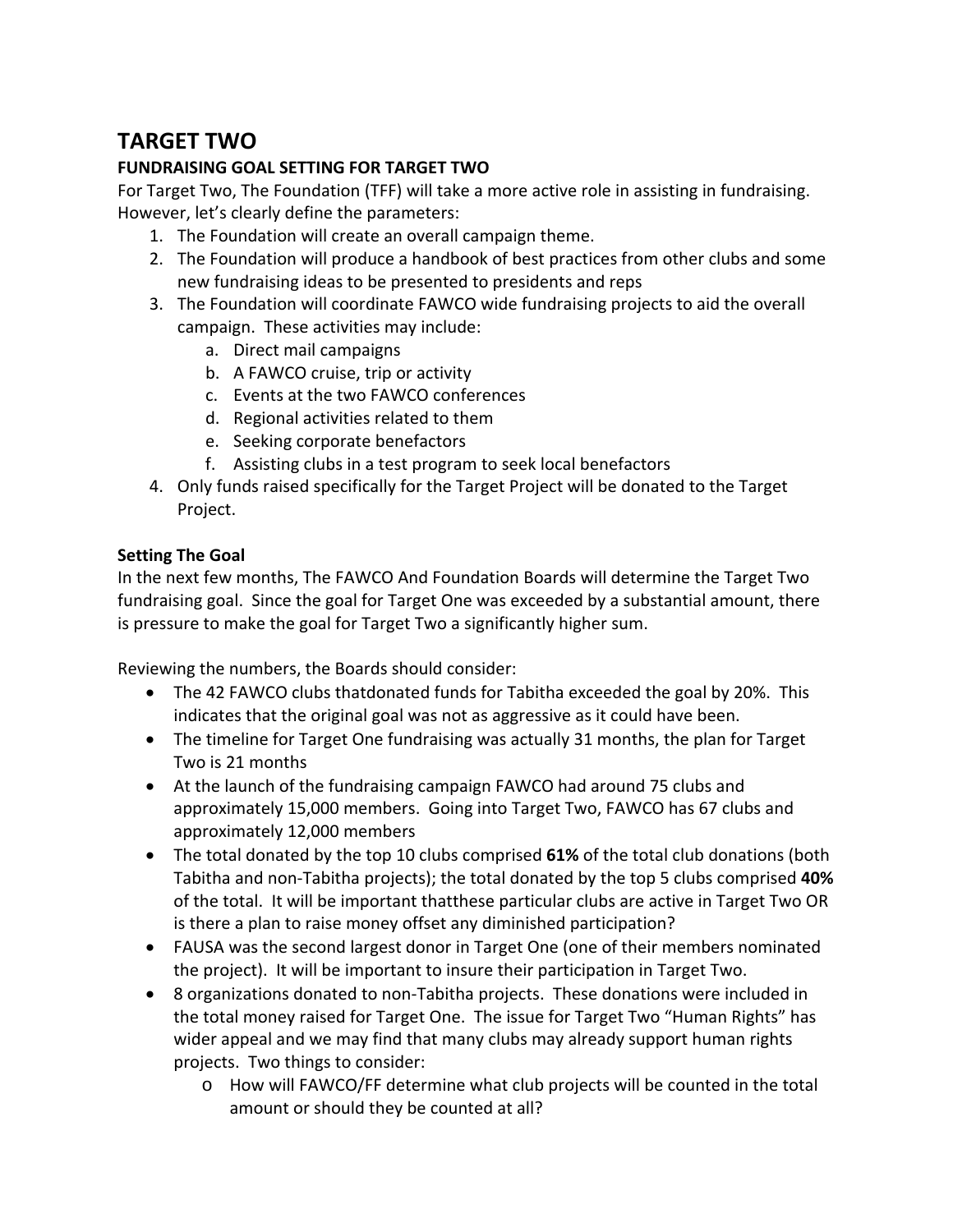# TARGET TWO

### FUNDRAISING GOAL SETTING FOR TARGET TWO

For Target Two, The Foundation (TFF) will take a more active role in assisting in fundraising. However, let's clearly define the parameters:

1. The Foundation will create an overall campaign theme.
2. The Foundation will produce a handbook of best practices from other clubs and some new fundraising ideas to be presented to presidents and reps
3. The Foundation will coordinate FAWCO wide fundraising projects to aid the overall campaign. These activities may include:
   a. Direct mail campaigns
   b. A FAWCO cruise, trip or activity
   c. Events at the two FAWCO conferences
   d. Regional activities related to them
   e. Seeking corporate benefactors
   f. Assisting clubs in a test program to seek local benefactors
4. Only funds raised specifically for the Target Project will be donated to the Target Project.

### Setting The Goal

In the next few months, The FAWCO And Foundation Boards will determine the Target Two fundraising goal. Since the goal for Target One was exceeded by a substantial amount, there is pressure to make the goal for Target Two a significantly higher sum.

Reviewing the numbers, the Boards should consider:

- The 42 FAWCO clubs thatdonated funds for Tabitha exceeded the goal by 20%. This indicates that the original goal was not as aggressive as it could have been.
- The timeline for Target One fundraising was actually 31 months, the plan for Target Two is 21 months
- At the launch of the fundraising campaign FAWCO had around 75 clubs and approximately 15,000 members. Going into Target Two, FAWCO has 67 clubs and approximately 12,000 members
- The total donated by the top 10 clubs comprised **61%** of the total club donations (both Tabitha and non-Tabitha projects); the total donated by the top 5 clubs comprised **40%** of the total. It will be important thatthese particular clubs are active in Target Two OR is there a plan to raise money offset any diminished participation?
- FAUSA was the second largest donor in Target One (one of their members nominated the project). It will be important to insure their participation in Target Two.
- 8 organizations donated to non-Tabitha projects. These donations were included in the total money raised for Target One. The issue for Target Two "Human Rights" has wider appeal and we may find that many clubs may already support human rights projects. Two things to consider:
  - How will FAWCO/FF determine what club projects will be counted in the total amount or should they be counted at all?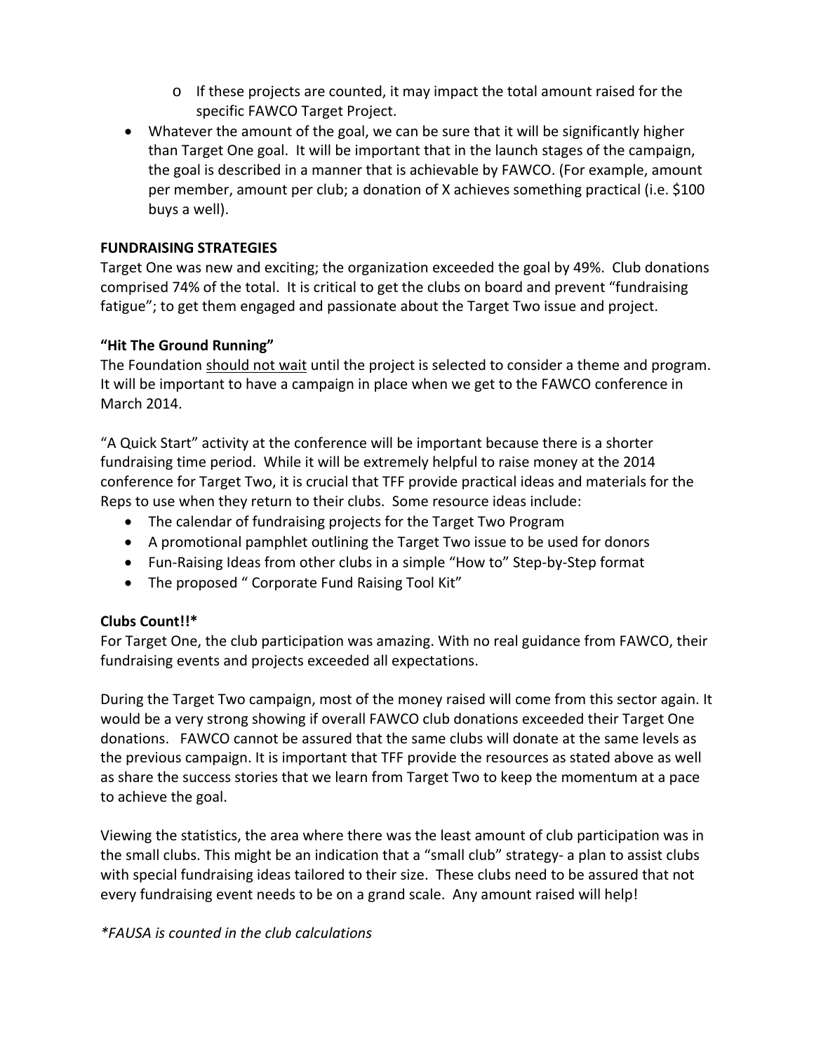- If these projects are counted, it may impact the total amount raised for the specific FAWCO Target Project.
- Whatever the amount of the goal, we can be sure that it will be significantly higher than Target One goal. It will be important that in the launch stages of the campaign, the goal is described in a manner that is achievable by FAWCO. (For example, amount per member, amount per club; a donation of X achieves something practical (i.e. $100 buys a well).

**FUNDRAISING STRATEGIES**

Target One was new and exciting; the organization exceeded the goal by 49%. Club donations comprised 74% of the total. It is critical to get the clubs on board and prevent "fundraising fatigue"; to get them engaged and passionate about the Target Two issue and project.

**"Hit The Ground Running"**

The Foundation <u>should not wait</u> until the project is selected to consider a theme and program. It will be important to have a campaign in place when we get to the FAWCO conference in March 2014.

"A Quick Start" activity at the conference will be important because there is a shorter fundraising time period. While it will be extremely helpful to raise money at the 2014 conference for Target Two, it is crucial that TFF provide practical ideas and materials for the Reps to use when they return to their clubs. Some resource ideas include:

- The calendar of fundraising projects for the Target Two Program
- A promotional pamphlet outlining the Target Two issue to be used for donors
- Fun-Raising Ideas from other clubs in a simple "How to" Step-by-Step format
- The proposed " Corporate Fund Raising Tool Kit"

**Clubs Count!!***

For Target One, the club participation was amazing. With no real guidance from FAWCO, their fundraising events and projects exceeded all expectations.

During the Target Two campaign, most of the money raised will come from this sector again. It would be a very strong showing if overall FAWCO club donations exceeded their Target One donations. FAWCO cannot be assured that the same clubs will donate at the same levels as the previous campaign. It is important that TFF provide the resources as stated above as well as share the success stories that we learn from Target Two to keep the momentum at a pace to achieve the goal.

Viewing the statistics, the area where there was the least amount of club participation was in the small clubs. This might be an indication that a "small club" strategy- a plan to assist clubs with special fundraising ideas tailored to their size. These clubs need to be assured that not every fundraising event needs to be on a grand scale. Any amount raised will help!

*\*FAUSA is counted in the club calculations*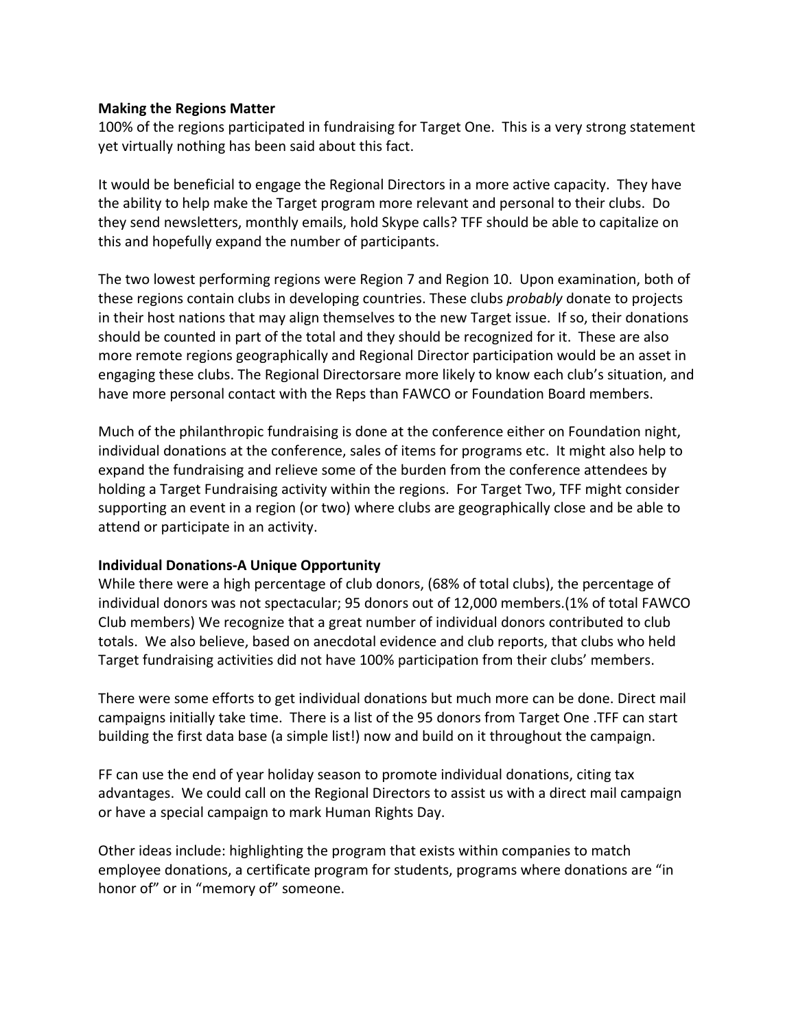**Making the Regions Matter**

100% of the regions participated in fundraising for Target One. This is a very strong statement yet virtually nothing has been said about this fact.

It would be beneficial to engage the Regional Directors in a more active capacity. They have the ability to help make the Target program more relevant and personal to their clubs. Do they send newsletters, monthly emails, hold Skype calls? TFF should be able to capitalize on this and hopefully expand the number of participants.

The two lowest performing regions were Region 7 and Region 10. Upon examination, both of these regions contain clubs in developing countries. These clubs *probably* donate to projects in their host nations that may align themselves to the new Target issue. If so, their donations should be counted in part of the total and they should be recognized for it. These are also more remote regions geographically and Regional Director participation would be an asset in engaging these clubs. The Regional Directorsare more likely to know each club's situation, and have more personal contact with the Reps than FAWCO or Foundation Board members.

Much of the philanthropic fundraising is done at the conference either on Foundation night, individual donations at the conference, sales of items for programs etc. It might also help to expand the fundraising and relieve some of the burden from the conference attendees by holding a Target Fundraising activity within the regions. For Target Two, TFF might consider supporting an event in a region (or two) where clubs are geographically close and be able to attend or participate in an activity.

**Individual Donations-A Unique Opportunity**

While there were a high percentage of club donors, (68% of total clubs), the percentage of individual donors was not spectacular; 95 donors out of 12,000 members.(1% of total FAWCO Club members) We recognize that a great number of individual donors contributed to club totals. We also believe, based on anecdotal evidence and club reports, that clubs who held Target fundraising activities did not have 100% participation from their clubs' members.

There were some efforts to get individual donations but much more can be done. Direct mail campaigns initially take time. There is a list of the 95 donors from Target One .TFF can start building the first data base (a simple list!) now and build on it throughout the campaign.

FF can use the end of year holiday season to promote individual donations, citing tax advantages. We could call on the Regional Directors to assist us with a direct mail campaign or have a special campaign to mark Human Rights Day.

Other ideas include: highlighting the program that exists within companies to match employee donations, a certificate program for students, programs where donations are "in honor of" or in "memory of" someone.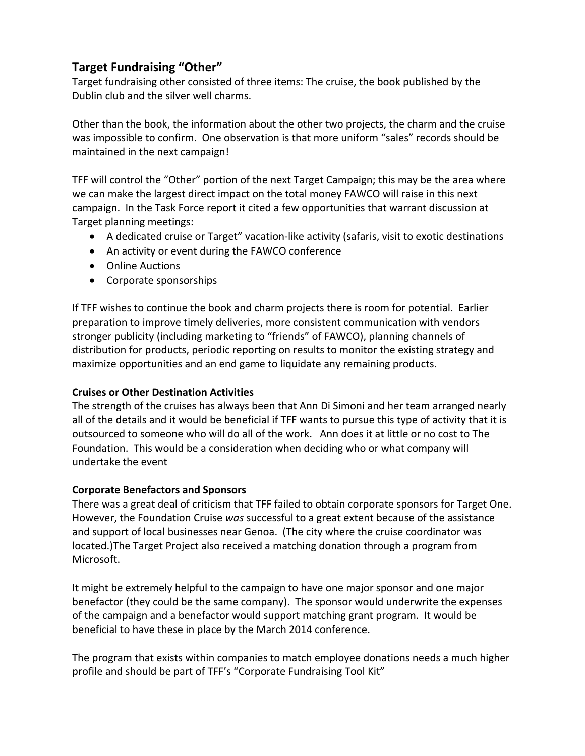## Target Fundraising "Other"

Target fundraising other consisted of three items: The cruise, the book published by the Dublin club and the silver well charms.

Other than the book, the information about the other two projects, the charm and the cruise was impossible to confirm. One observation is that more uniform "sales" records should be maintained in the next campaign!

TFF will control the "Other" portion of the next Target Campaign; this may be the area where we can make the largest direct impact on the total money FAWCO will raise in this next campaign. In the Task Force report it cited a few opportunities that warrant discussion at Target planning meetings:

- A dedicated cruise or Target" vacation-like activity (safaris, visit to exotic destinations
- An activity or event during the FAWCO conference
- Online Auctions
- Corporate sponsorships

If TFF wishes to continue the book and charm projects there is room for potential. Earlier preparation to improve timely deliveries, more consistent communication with vendors stronger publicity (including marketing to "friends" of FAWCO), planning channels of distribution for products, periodic reporting on results to monitor the existing strategy and maximize opportunities and an end game to liquidate any remaining products.

**Cruises or Other Destination Activities**

The strength of the cruises has always been that Ann Di Simoni and her team arranged nearly all of the details and it would be beneficial if TFF wants to pursue this type of activity that it is outsourced to someone who will do all of the work. Ann does it at little or no cost to The Foundation. This would be a consideration when deciding who or what company will undertake the event

**Corporate Benefactors and Sponsors**

There was a great deal of criticism that TFF failed to obtain corporate sponsors for Target One. However, the Foundation Cruise *was* successful to a great extent because of the assistance and support of local businesses near Genoa. (The city where the cruise coordinator was located.)The Target Project also received a matching donation through a program from Microsoft.

It might be extremely helpful to the campaign to have one major sponsor and one major benefactor (they could be the same company). The sponsor would underwrite the expenses of the campaign and a benefactor would support matching grant program. It would be beneficial to have these in place by the March 2014 conference.

The program that exists within companies to match employee donations needs a much higher profile and should be part of TFF's "Corporate Fundraising Tool Kit"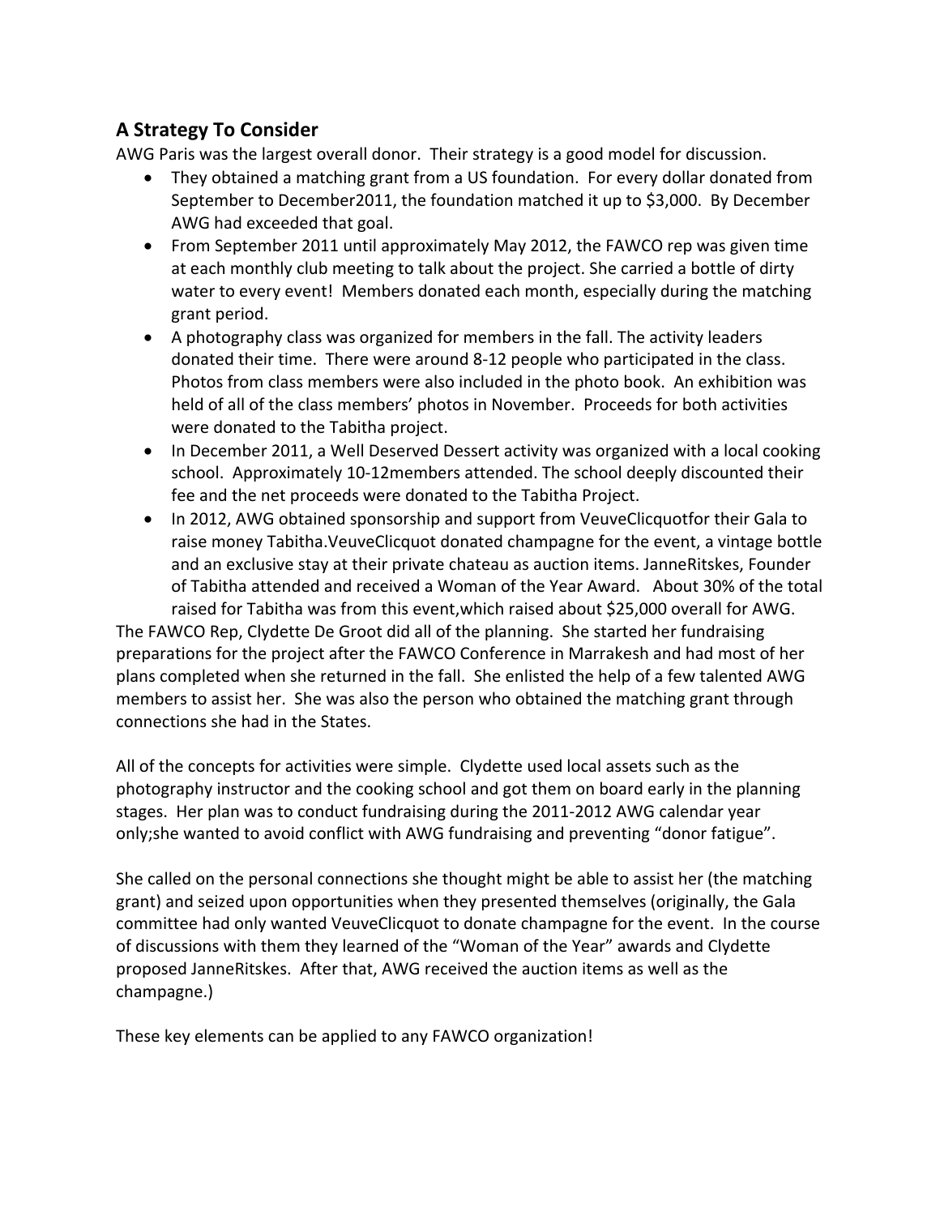## A Strategy To Consider

AWG Paris was the largest overall donor. Their strategy is a good model for discussion.

- They obtained a matching grant from a US foundation. For every dollar donated from September to December2011, the foundation matched it up to $3,000. By December AWG had exceeded that goal.
- From September 2011 until approximately May 2012, the FAWCO rep was given time at each monthly club meeting to talk about the project. She carried a bottle of dirty water to every event! Members donated each month, especially during the matching grant period.
- A photography class was organized for members in the fall. The activity leaders donated their time. There were around 8-12 people who participated in the class. Photos from class members were also included in the photo book. An exhibition was held of all of the class members' photos in November. Proceeds for both activities were donated to the Tabitha project.
- In December 2011, a Well Deserved Dessert activity was organized with a local cooking school. Approximately 10-12members attended. The school deeply discounted their fee and the net proceeds were donated to the Tabitha Project.
- In 2012, AWG obtained sponsorship and support from VeuveClicquotfor their Gala to raise money Tabitha.VeuveClicquot donated champagne for the event, a vintage bottle and an exclusive stay at their private chateau as auction items. JanneRitskes, Founder of Tabitha attended and received a Woman of the Year Award. About 30% of the total raised for Tabitha was from this event,which raised about $25,000 overall for AWG.

The FAWCO Rep, Clydette De Groot did all of the planning. She started her fundraising preparations for the project after the FAWCO Conference in Marrakesh and had most of her plans completed when she returned in the fall. She enlisted the help of a few talented AWG members to assist her. She was also the person who obtained the matching grant through connections she had in the States.

All of the concepts for activities were simple. Clydette used local assets such as the photography instructor and the cooking school and got them on board early in the planning stages. Her plan was to conduct fundraising during the 2011-2012 AWG calendar year only;she wanted to avoid conflict with AWG fundraising and preventing "donor fatigue".

She called on the personal connections she thought might be able to assist her (the matching grant) and seized upon opportunities when they presented themselves (originally, the Gala committee had only wanted VeuveClicquot to donate champagne for the event. In the course of discussions with them they learned of the "Woman of the Year" awards and Clydette proposed JanneRitskes. After that, AWG received the auction items as well as the champagne.)

These key elements can be applied to any FAWCO organization!